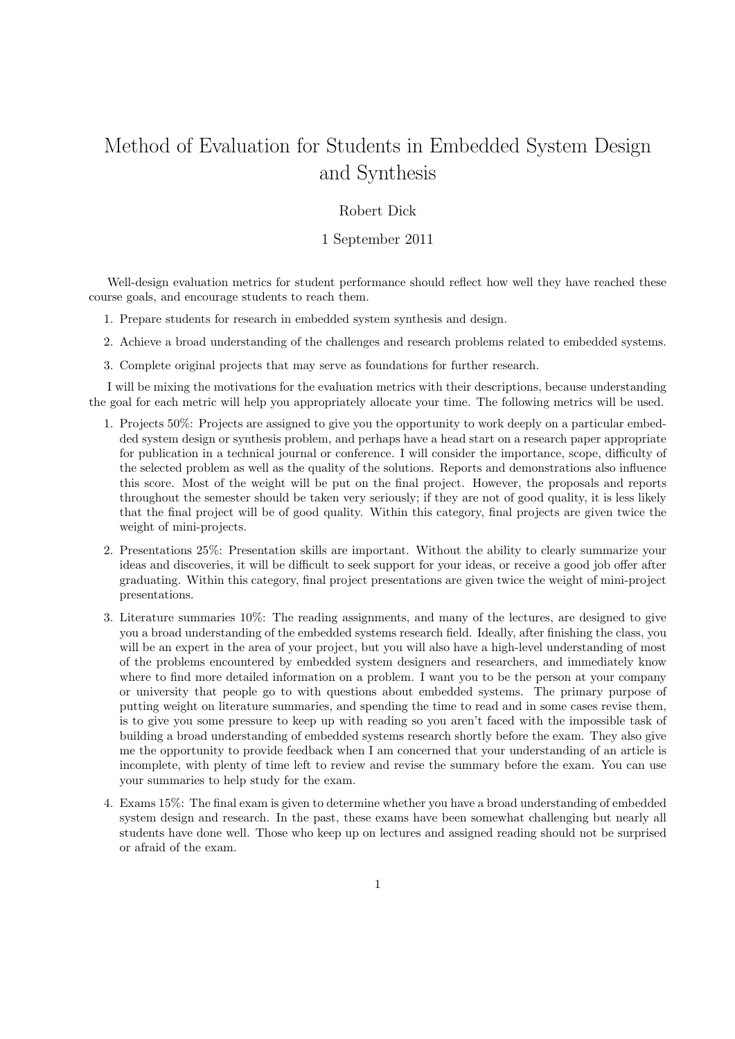# Method of Evaluation for Students in Embedded System Design and Synthesis

Robert Dick

1 September 2011

Well-design evaluation metrics for student performance should reflect how well they have reached these course goals, and encourage students to reach them.

1. Prepare students for research in embedded system synthesis and design.
2. Achieve a broad understanding of the challenges and research problems related to embedded systems.
3. Complete original projects that may serve as foundations for further research.

I will be mixing the motivations for the evaluation metrics with their descriptions, because understanding the goal for each metric will help you appropriately allocate your time. The following metrics will be used.

1. Projects 50%: Projects are assigned to give you the opportunity to work deeply on a particular embedded system design or synthesis problem, and perhaps have a head start on a research paper appropriate for publication in a technical journal or conference. I will consider the importance, scope, difficulty of the selected problem as well as the quality of the solutions. Reports and demonstrations also influence this score. Most of the weight will be put on the final project. However, the proposals and reports throughout the semester should be taken very seriously; if they are not of good quality, it is less likely that the final project will be of good quality. Within this category, final projects are given twice the weight of mini-projects.
2. Presentations 25%: Presentation skills are important. Without the ability to clearly summarize your ideas and discoveries, it will be difficult to seek support for your ideas, or receive a good job offer after graduating. Within this category, final project presentations are given twice the weight of mini-project presentations.
3. Literature summaries 10%: The reading assignments, and many of the lectures, are designed to give you a broad understanding of the embedded systems research field. Ideally, after finishing the class, you will be an expert in the area of your project, but you will also have a high-level understanding of most of the problems encountered by embedded system designers and researchers, and immediately know where to find more detailed information on a problem. I want you to be the person at your company or university that people go to with questions about embedded systems. The primary purpose of putting weight on literature summaries, and spending the time to read and in some cases revise them, is to give you some pressure to keep up with reading so you aren't faced with the impossible task of building a broad understanding of embedded systems research shortly before the exam. They also give me the opportunity to provide feedback when I am concerned that your understanding of an article is incomplete, with plenty of time left to review and revise the summary before the exam. You can use your summaries to help study for the exam.
4. Exams 15%: The final exam is given to determine whether you have a broad understanding of embedded system design and research. In the past, these exams have been somewhat challenging but nearly all students have done well. Those who keep up on lectures and assigned reading should not be surprised or afraid of the exam.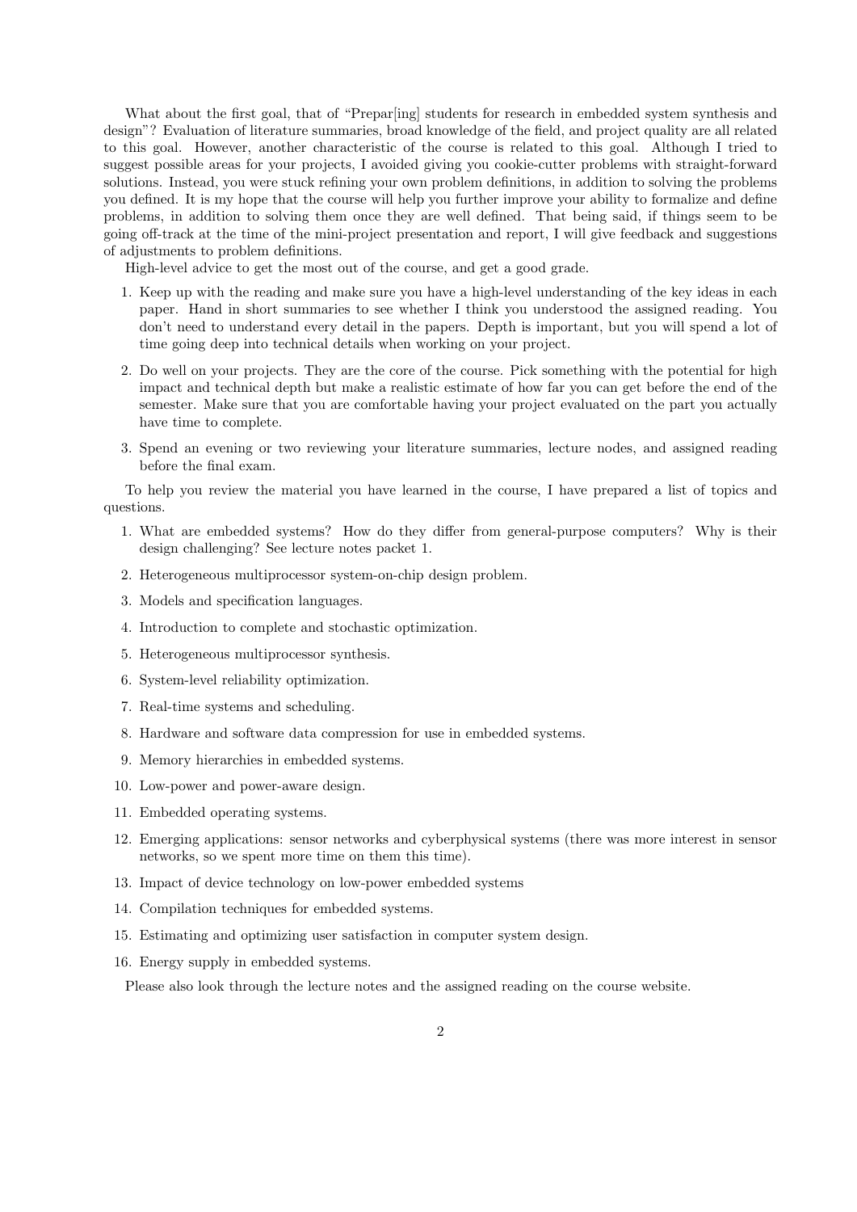What about the first goal, that of "Prepar[ing] students for research in embedded system synthesis and design"? Evaluation of literature summaries, broad knowledge of the field, and project quality are all related to this goal. However, another characteristic of the course is related to this goal. Although I tried to suggest possible areas for your projects, I avoided giving you cookie-cutter problems with straight-forward solutions. Instead, you were stuck refining your own problem definitions, in addition to solving the problems you defined. It is my hope that the course will help you further improve your ability to formalize and define problems, in addition to solving them once they are well defined. That being said, if things seem to be going off-track at the time of the mini-project presentation and report, I will give feedback and suggestions of adjustments to problem definitions.

High-level advice to get the most out of the course, and get a good grade.

1. Keep up with the reading and make sure you have a high-level understanding of the key ideas in each paper. Hand in short summaries to see whether I think you understood the assigned reading. You don't need to understand every detail in the papers. Depth is important, but you will spend a lot of time going deep into technical details when working on your project.
2. Do well on your projects. They are the core of the course. Pick something with the potential for high impact and technical depth but make a realistic estimate of how far you can get before the end of the semester. Make sure that you are comfortable having your project evaluated on the part you actually have time to complete.
3. Spend an evening or two reviewing your literature summaries, lecture nodes, and assigned reading before the final exam.

To help you review the material you have learned in the course, I have prepared a list of topics and questions.

1. What are embedded systems? How do they differ from general-purpose computers? Why is their design challenging? See lecture notes packet 1.
2. Heterogeneous multiprocessor system-on-chip design problem.
3. Models and specification languages.
4. Introduction to complete and stochastic optimization.
5. Heterogeneous multiprocessor synthesis.
6. System-level reliability optimization.
7. Real-time systems and scheduling.
8. Hardware and software data compression for use in embedded systems.
9. Memory hierarchies in embedded systems.
10. Low-power and power-aware design.
11. Embedded operating systems.
12. Emerging applications: sensor networks and cyberphysical systems (there was more interest in sensor networks, so we spent more time on them this time).
13. Impact of device technology on low-power embedded systems
14. Compilation techniques for embedded systems.
15. Estimating and optimizing user satisfaction in computer system design.
16. Energy supply in embedded systems.

Please also look through the lecture notes and the assigned reading on the course website.